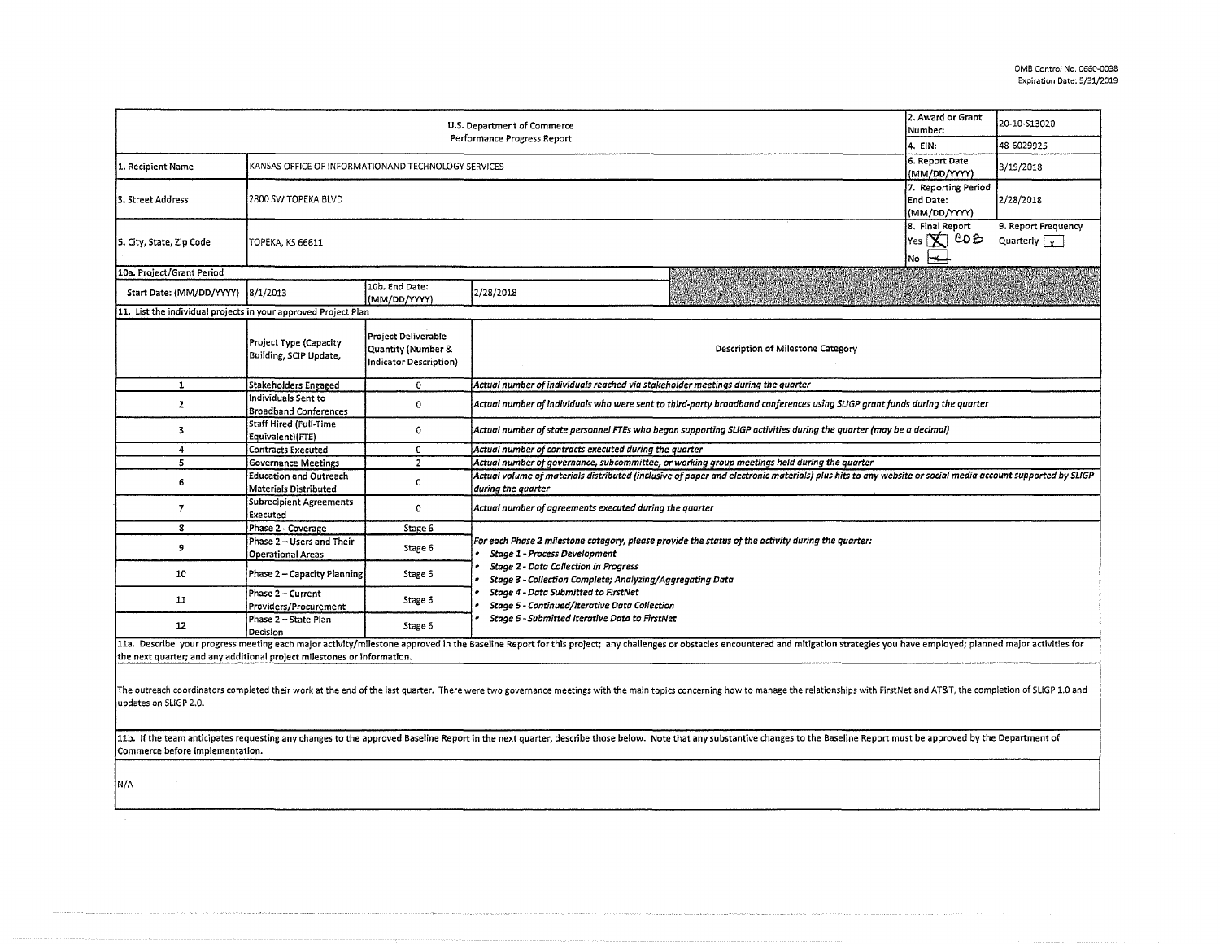OMB Control No. 0660-0038
Expiration Date: 5/31/2019

| U.S. Department of Commerce<br>Performance Progress Report | | | | 2. Award or Grant Number: | 20-10-S13020 |
|---|---|---|---|---|---|
| | | | | 4. EIN: | 48-6029925 |
| 1. Recipient Name | KANSAS OFFICE OF INFORMATIONAND TECHNOLOGY SERVICES | | | 6. Report Date (MM/DD/YYYY) | 3/19/2018 |
| 3. Street Address | 2800 SW TOPEKA BLVD | | | 7. Reporting Period End Date: (MM/DD/YYYY) | 2/28/2018 |
| 5. City, State, Zip Code | TOPEKA, KS 66611 | | | 8. Final Report<br>Yes [X] CDB<br>No [~~X~~] | 9. Report Frequency<br>Quarterly [x] |
| 10a. Project/Grant Period | | | | | |
| Start Date: (MM/DD/YYYY) | 8/1/2013 | 10b. End Date: (MM/DD/YYYY) | 2/28/2018 | | |

11. List the individual projects in your approved Project Plan

| | Project Type (Capacity Building, SCIP Update, | Project Deliverable Quantity (Number & Indicator Description) | Description of Milestone Category |
|---|---|---|---|
| 1 | Stakeholders Engaged | 0 | *Actual number of individuals reached via stakeholder meetings during the quarter* |
| 2 | Individuals Sent to Broadband Conferences | 0 | *Actual number of individuals who were sent to third-party broadband conferences using SLIGP grant funds during the quarter* |
| 3 | Staff Hired (Full-Time Equivalent)(FTE) | 0 | *Actual number of state personnel FTEs who began supporting SLIGP activities during the quarter (may be a decimal)* |
| 4 | Contracts Executed | 0 | *Actual number of contracts executed during the quarter* |
| 5 | Governance Meetings | 2 | *Actual number of governance, subcommittee, or working group meetings held during the quarter* |
| 6 | Education and Outreach Materials Distributed | 0 | *Actual volume of materials distributed (inclusive of paper and electronic materials) plus hits to any website or social media account supported by SLIGP during the quarter* |
| 7 | Subrecipient Agreements Executed | 0 | *Actual number of agreements executed during the quarter* |
| 8 | Phase 2 - Coverage | Stage 6 | *For each Phase 2 milestone category, please provide the status of the activity during the quarter:*<br>• *Stage 1 - Process Development*<br>• *Stage 2 - Data Collection in Progress*<br>• *Stage 3 - Collection Complete; Analyzing/Aggregating Data*<br>• *Stage 4 - Data Submitted to FirstNet*<br>• *Stage 5 - Continued/Iterative Data Collection*<br>• *Stage 6 - Submitted Iterative Data to FirstNet* |
| 9 | Phase 2 – Users and Their Operational Areas | Stage 6 | |
| 10 | Phase 2 – Capacity Planning | Stage 6 | |
| 11 | Phase 2 – Current Providers/Procurement | Stage 6 | |
| 12 | Phase 2 – State Plan Decision | Stage 6 | |

11a. Describe your progress meeting each major activity/milestone approved in the Baseline Report for this project; any challenges or obstacles encountered and mitigation strategies you have employed; planned major activities for the next quarter; and any additional project milestones or information.

The outreach coordinators completed their work at the end of the last quarter. There were two governance meetings with the main topics concerning how to manage the relationships with FirstNet and AT&T, the completion of SLIGP 1.0 and updates on SLIGP 2.0.

11b. If the team anticipates requesting any changes to the approved Baseline Report in the next quarter, describe those below. Note that any substantive changes to the Baseline Report must be approved by the Department of Commerce before implementation.

N/A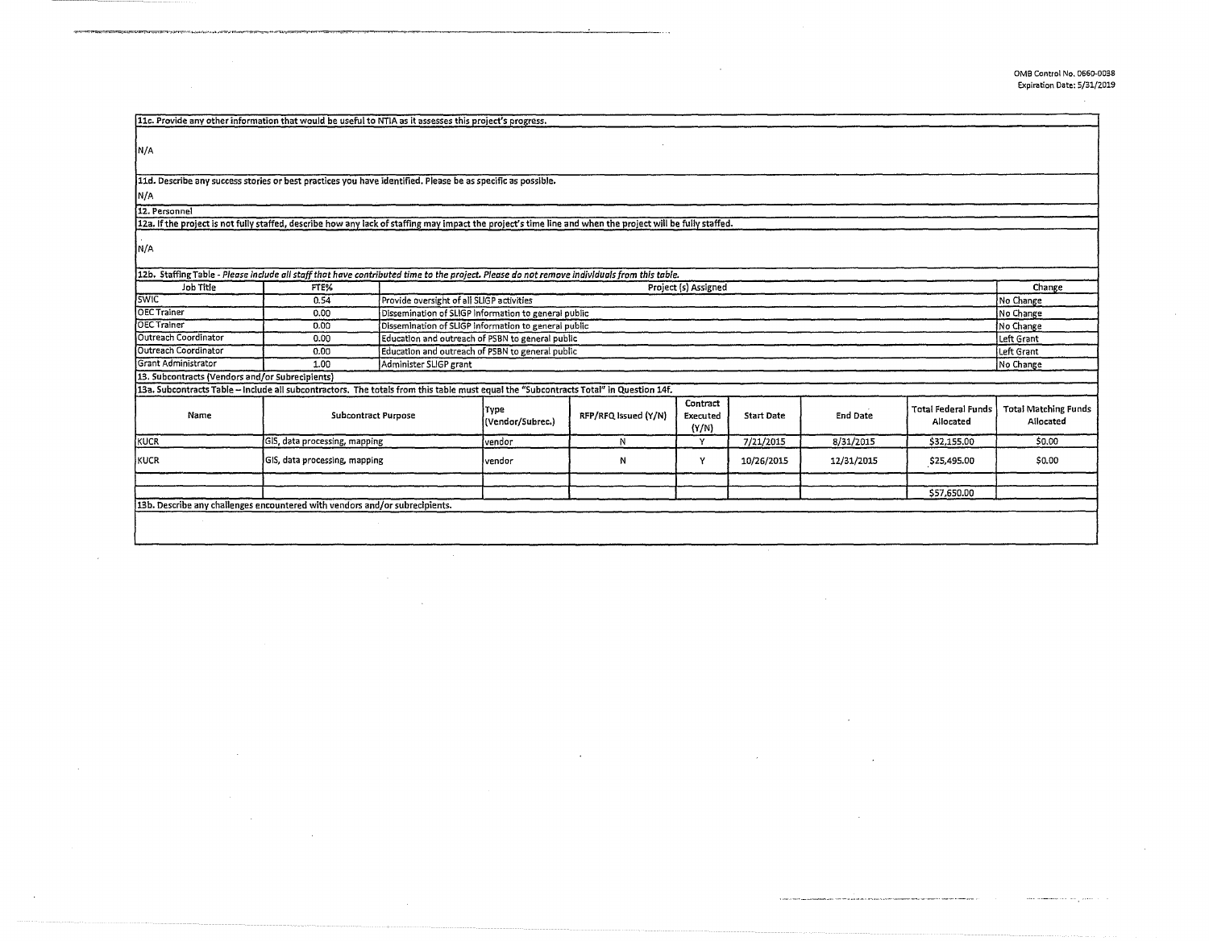11c. Provide any other information that would be useful to NTIA as it assesses this project's progress.

N/A

11d. Describe any success stories or best practices you have identified. Please be as specific as possible.

N/A

12. Personnel

12a. If the project is not fully staffed, describe how any lack of staffing may impact the project's time line and when the project will be fully staffed.

N/A

12b. Staffing Table - *Please include all staff that have contributed time to the project. Please do not remove individuals from this table.*

| Job Title | FTE% | Project (s) Assigned | Change |
|---|---|---|---|
| SWIC | 0.54 | Provide oversight of all SLIGP activities | No Change |
| OEC Trainer | 0.00 | Dissemination of SLIGP information to general public | No Change |
| OEC Trainer | 0.00 | Dissemination of SLIGP information to general public | No Change |
| Outreach Coordinator | 0.00 | Education and outreach of PSBN to general public | Left Grant |
| Outreach Coordinator | 0.00 | Education and outreach of PSBN to general public | Left Grant |
| Grant Administrator | 1.00 | Administer SLIGP grant | No Change |

13. Subcontracts (Vendors and/or Subrecipients)

13a. Subcontracts Table – Include all subcontractors. The totals from this table must equal the "Subcontracts Total" in Question 14f.

| Name | Subcontract Purpose | Type (Vendor/Subrec.) | RFP/RFQ Issued (Y/N) | Contract Executed (Y/N) | Start Date | End Date | Total Federal Funds Allocated | Total Matching Funds Allocated |
|---|---|---|---|---|---|---|---|---|
| KUCR | GIS, data processing, mapping | vendor | N | Y | 7/21/2015 | 8/31/2015 | $32,155.00 | $0.00 |
| KUCR | GIS, data processing, mapping | vendor | N | Y | 10/26/2015 | 12/31/2015 | $25,495.00 | $0.00 |
| | | | | | | | | |
| | | | | | | | $57,650.00 | |

13b. Describe any challenges encountered with vendors and/or subrecipients.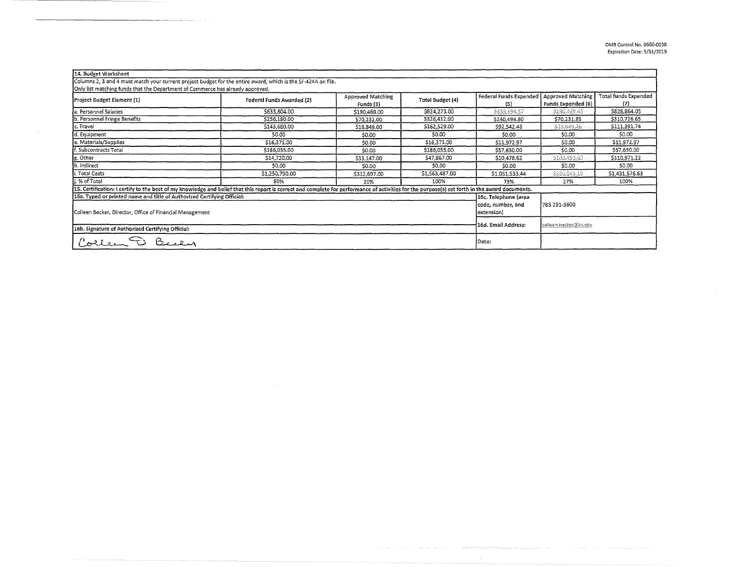OMB Control No. 0660-0038
Expiration Date: 5/31/2019

| 14. Budget Worksheet | | | | | | |
|---|---|---|---|---|---|---|
| Columns 2, 3 and 4 must match your current project budget for the entire award, which is the SF-424A on file. Only list matching funds that the Department of Commerce has already approved. | | | | | | |
| Project Budget Element (1) | Federal Funds Awarded (2) | Approved Matching Funds (3) | Total Budget (4) | Federal Funds Expended (5) | Approved Matching Funds Expended (6) | Total funds Expended (7) |
| a. Personnel Salaries | $633,804.00 | $190,469.00 | $824,273.00 | $638,394.57 | $190,469.48 | $828,864.05 |
| b. Personnel Fringe Benefits | $256,180.00 | $70,232.00 | $326,412.00 | $240,494.80 | $70,231.85 | $310,726.65 |
| c. Travel | $143,680.00 | $18,849.00 | $162,529.00 | $92,542.48 | $18,849.26 | $111,391.74 |
| d. Equipment | $0.00 | $0.00 | $0.00 | $0.00 | $0.00 | $0.00 |
| e. Materials/Supplies | $16,371.00 | $0.00 | $16,371.00 | $11,972.97 | $0.00 | $11,972.97 |
| f. Subcontracts Total | $186,035.00 | $0.00 | $186,035.00 | $57,650.00 | $0.00 | $57,650.00 |
| g. Other | $14,720.00 | $33,147.00 | $47,867.00 | $10,478.62 | $100,492.60 | $110,971.22 |
| h. Indirect | $0.00 | $0.00 | $0.00 | $0.00 | $0.00 | $0.00 |
| i. Total Costs | $1,250,790.00 | $312,697.00 | $1,563,487.00 | $1,051,533.44 | $380,043.19 | $1,431,576.63 |
| j. % of Total | 80% | 20% | 100% | 73% | 27% | 100% |

15. Certification: I certify to the best of my knowledge and belief that this report is correct and complete for performance of activities for the purpose(s) set forth in the award documents.

| | | |
|---|---|---|
| 16a. Typed or printed name and title of Authorized Certifying Official: Colleen Becker, Director, Office of Financial Management | 16c. Telephone (area code, number, and extension) | 785 291-3600 |
| 16b. Signature of Authorized Certifying Official: | 16d. Email Address: | colleen.becker@ks.gov |
| Colleen D Becker | Date: | |